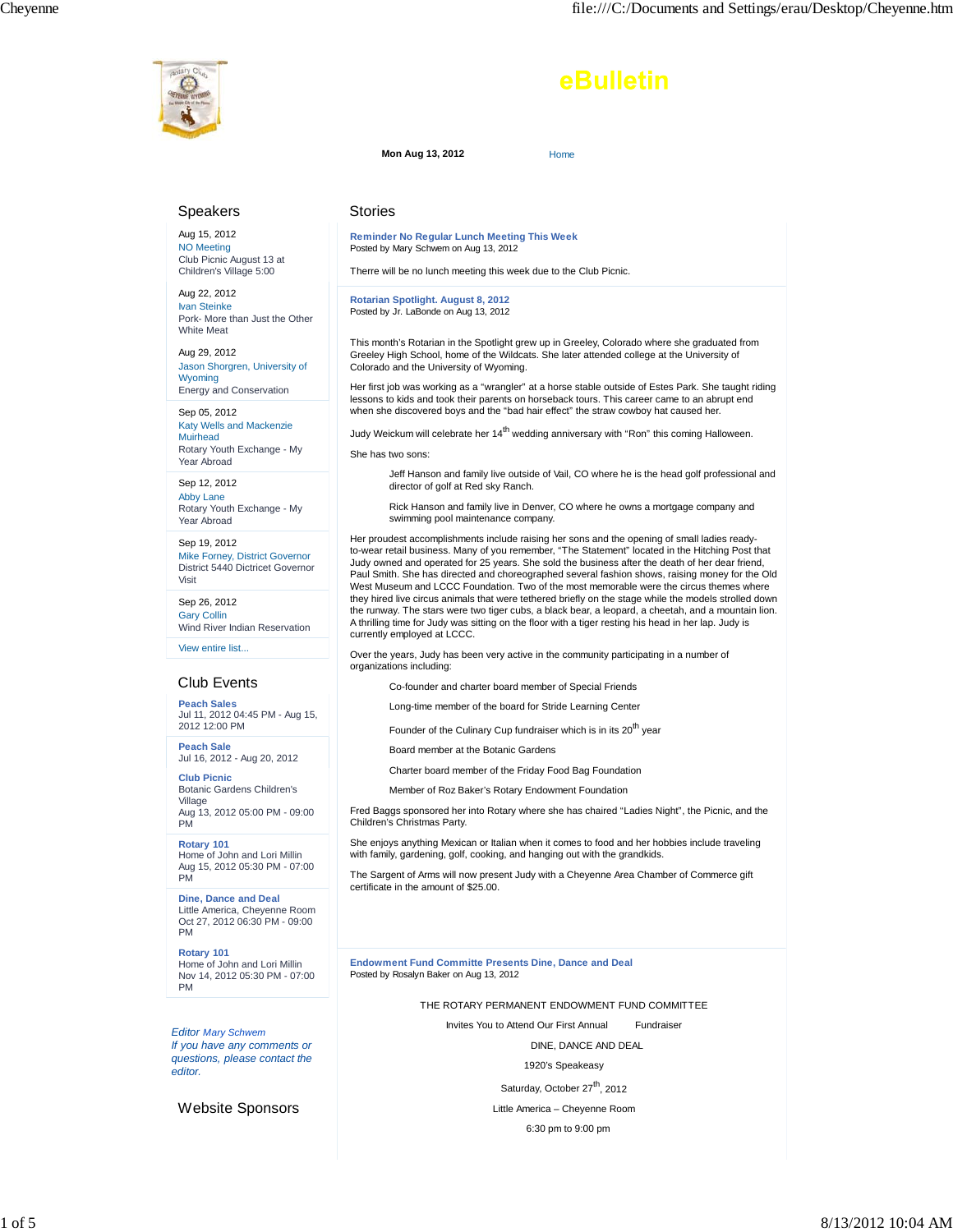# eBulletin

**Mon Aug 13, 2012**

Home

## Speakers

Aug 15, 2012
NO Meeting
Club Picnic August 13 at Children's Village 5:00

Aug 22, 2012
Ivan Steinke
Pork- More than Just the Other White Meat

Aug 29, 2012
Jason Shorgren, University of Wyoming
Energy and Conservation

Sep 05, 2012
Katy Wells and Mackenzie Muirhead
Rotary Youth Exchange - My Year Abroad

Sep 12, 2012
Abby Lane
Rotary Youth Exchange - My Year Abroad

Sep 19, 2012
Mike Forney, District Governor
District 5440 Dictricet Governor Visit

Sep 26, 2012
Gary Collin
Wind River Indian Reservation

View entire list...

## Club Events

**Peach Sales**
Jul 11, 2012 04:45 PM - Aug 15, 2012 12:00 PM

**Peach Sale**
Jul 16, 2012 - Aug 20, 2012

**Club Picnic**
Botanic Gardens Children's Village
Aug 13, 2012 05:00 PM - 09:00 PM

**Rotary 101**
Home of John and Lori Millin
Aug 15, 2012 05:30 PM - 07:00 PM

**Dine, Dance and Deal**
Little America, Cheyenne Room
Oct 27, 2012 06:30 PM - 09:00 PM

**Rotary 101**
Home of John and Lori Millin
Nov 14, 2012 05:30 PM - 07:00 PM

*Editor Mary Schwem*
*If you have any comments or questions, please contact the editor.*

## Website Sponsors

## Stories

### Reminder No Regular Lunch Meeting This Week

Posted by Mary Schwem on Aug 13, 2012

Therre will be no lunch meeting this week due to the Club Picnic.

### Rotarian Spotlight. August 8, 2012

Posted by Jr. LaBonde on Aug 13, 2012

This month's Rotarian in the Spotlight grew up in Greeley, Colorado where she graduated from Greeley High School, home of the Wildcats. She later attended college at the University of Colorado and the University of Wyoming.

Her first job was working as a "wrangler" at a horse stable outside of Estes Park. She taught riding lessons to kids and took their parents on horseback tours. This career came to an abrupt end when she discovered boys and the "bad hair effect" the straw cowboy hat caused her.

Judy Weickum will celebrate her 14th wedding anniversary with "Ron" this coming Halloween.

She has two sons:

> Jeff Hanson and family live outside of Vail, CO where he is the head golf professional and director of golf at Red sky Ranch.
>
> Rick Hanson and family live in Denver, CO where he owns a mortgage company and swimming pool maintenance company.

Her proudest accomplishments include raising her sons and the opening of small ladies ready-to-wear retail business. Many of you remember, "The Statement" located in the Hitching Post that Judy owned and operated for 25 years. She sold the business after the death of her dear friend, Paul Smith. She has directed and choreographed several fashion shows, raising money for the Old West Museum and LCCC Foundation. Two of the most memorable were the circus themes where they hired live circus animals that were tethered briefly on the stage while the models strolled down the runway. The stars were two tiger cubs, a black bear, a leopard, a cheetah, and a mountain lion. A thrilling time for Judy was sitting on the floor with a tiger resting his head in her lap. Judy is currently employed at LCCC.

Over the years, Judy has been very active in the community participating in a number of organizations including:

> Co-founder and charter board member of Special Friends
>
> Long-time member of the board for Stride Learning Center
>
> Founder of the Culinary Cup fundraiser which is in its 20th year
>
> Board member at the Botanic Gardens
>
> Charter board member of the Friday Food Bag Foundation
>
> Member of Roz Baker's Rotary Endowment Foundation

Fred Baggs sponsored her into Rotary where she has chaired "Ladies Night", the Picnic, and the Children's Christmas Party.

She enjoys anything Mexican or Italian when it comes to food and her hobbies include traveling with family, gardening, golf, cooking, and hanging out with the grandkids.

The Sargent of Arms will now present Judy with a Cheyenne Area Chamber of Commerce gift certificate in the amount of $25.00.

### Endowment Fund Committe Presents Dine, Dance and Deal

Posted by Rosalyn Baker on Aug 13, 2012

THE ROTARY PERMANENT ENDOWMENT FUND COMMITTEE

Invites You to Attend Our First Annual Fundraiser

DINE, DANCE AND DEAL

1920's Speakeasy

Saturday, October 27th, 2012

Little America – Cheyenne Room

6:30 pm to 9:00 pm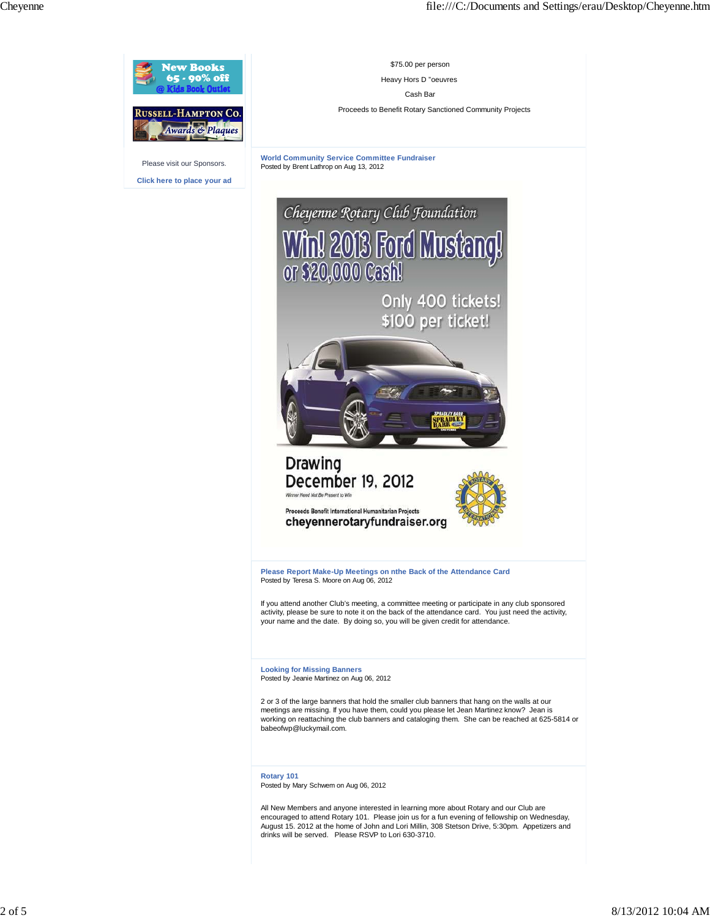New Books 65 - 90% off @ Kids Book Outlet

Russell-Hampton Co. Awards & Plaques

Please visit our Sponsors.

Click here to place your ad

$75.00 per person

Heavy Hors D "oeuvres

Cash Bar

Proceeds to Benefit Rotary Sanctioned Community Projects

### World Community Service Committee Fundraiser

Posted by Brent Lathrop on Aug 13, 2012

Cheyenne Rotary Club Foundation

Win! 2013 Ford Mustang! or $20,000 Cash!

Only 400 tickets! $100 per ticket!

Drawing December 19, 2012

Winner Need Not Be Present to Win

Proceeds Benefit International Humanitarian Projects

cheyennerotaryfundraiser.org

### Please Report Make-Up Meetings on nthe Back of the Attendance Card

Posted by Teresa S. Moore on Aug 06, 2012

If you attend another Club's meeting, a committee meeting or participate in any club sponsored activity, please be sure to note it on the back of the attendance card. You just need the activity, your name and the date. By doing so, you will be given credit for attendance.

### Looking for Missing Banners

Posted by Jeanie Martinez on Aug 06, 2012

2 or 3 of the large banners that hold the smaller club banners that hang on the walls at our meetings are missing. If you have them, could you please let Jean Martinez know? Jean is working on reattaching the club banners and cataloging them. She can be reached at 625-5814 or babeofwp@luckymail.com.

### Rotary 101

Posted by Mary Schwem on Aug 06, 2012

All New Members and anyone interested in learning more about Rotary and our Club are encouraged to attend Rotary 101. Please join us for a fun evening of fellowship on Wednesday, August 15. 2012 at the home of John and Lori Millin, 308 Stetson Drive, 5:30pm. Appetizers and drinks will be served. Please RSVP to Lori 630-3710.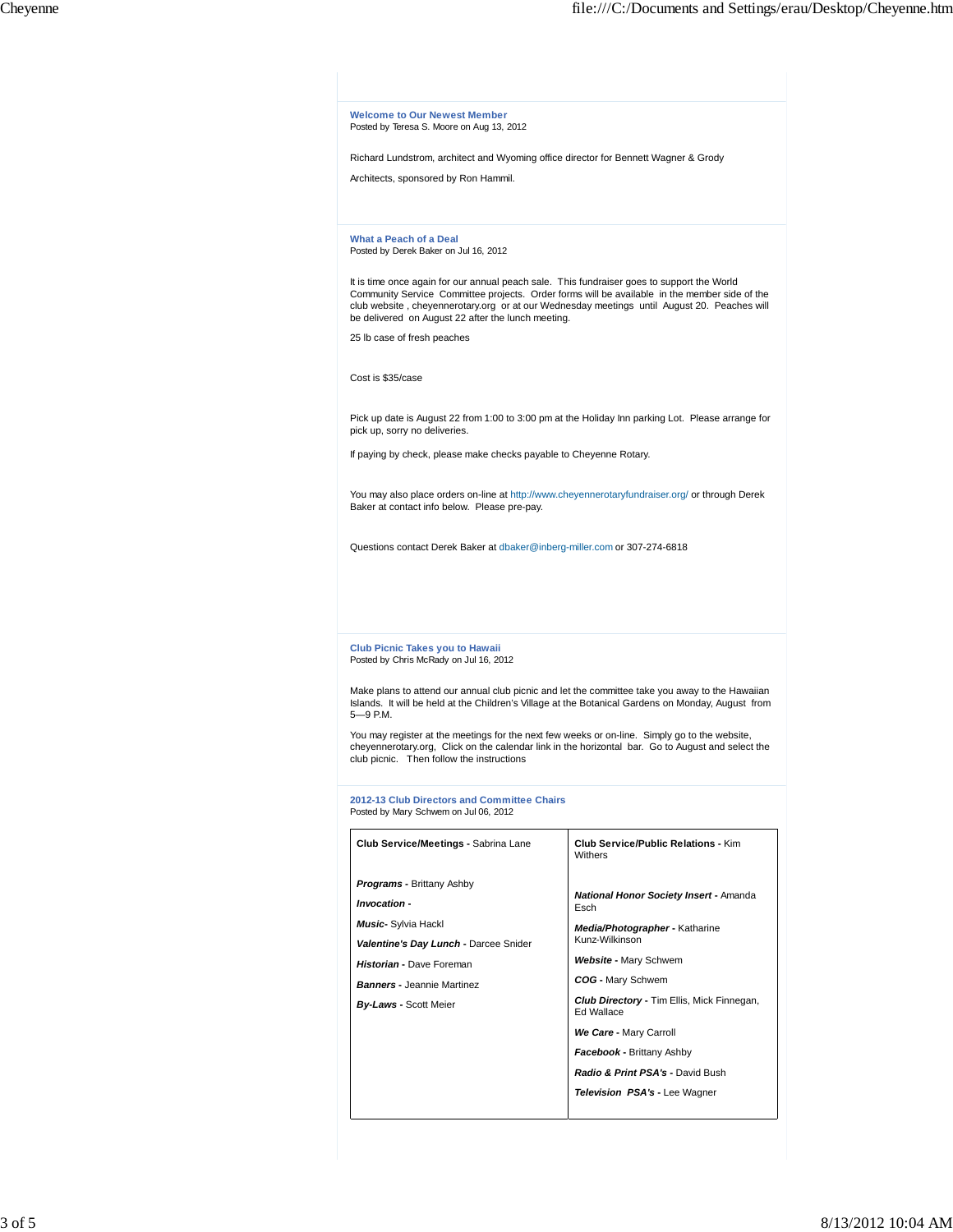### Welcome to Our Newest Member

Posted by Teresa S. Moore on Aug 13, 2012

Richard Lundstrom, architect and Wyoming office director for Bennett Wagner & Grody

Architects, sponsored by Ron Hammil.

### What a Peach of a Deal

Posted by Derek Baker on Jul 16, 2012

It is time once again for our annual peach sale. This fundraiser goes to support the World Community Service Committee projects. Order forms will be available in the member side of the club website , cheyennerotary.org or at our Wednesday meetings until August 20. Peaches will be delivered on August 22 after the lunch meeting.

25 lb case of fresh peaches

Cost is $35/case

Pick up date is August 22 from 1:00 to 3:00 pm at the Holiday Inn parking Lot. Please arrange for pick up, sorry no deliveries.

If paying by check, please make checks payable to Cheyenne Rotary.

You may also place orders on-line at http://www.cheyennerotaryfundraiser.org/ or through Derek Baker at contact info below. Please pre-pay.

Questions contact Derek Baker at dbaker@inberg-miller.com or 307-274-6818

### Club Picnic Takes you to Hawaii

Posted by Chris McRady on Jul 16, 2012

Make plans to attend our annual club picnic and let the committee take you away to the Hawaiian Islands. It will be held at the Children's Village at the Botanical Gardens on Monday, August from 5—9 P.M.

You may register at the meetings for the next few weeks or on-line. Simply go to the website, cheyennerotary.org, Click on the calendar link in the horizontal bar. Go to August and select the club picnic. Then follow the instructions

### 2012-13 Club Directors and Committee Chairs

Posted by Mary Schwem on Jul 06, 2012

| **Club Service/Meetings -** Sabrina Lane | **Club Service/Public Relations -** Kim Withers |
|---|---|
| ***Programs -*** Brittany Ashby | ***National Honor Society Insert -*** Amanda Esch |
| ***Invocation -*** | ***Media/Photographer -*** Katharine Kunz-Wilkinson |
| ***Music-*** Sylvia Hackl | ***Website -*** Mary Schwem |
| ***Valentine's Day Lunch -*** Darcee Snider | ***COG -*** Mary Schwem |
| ***Historian -*** Dave Foreman | ***Club Directory -*** Tim Ellis, Mick Finnegan, Ed Wallace |
| ***Banners -*** Jeannie Martinez | ***We Care -*** Mary Carroll |
| ***By-Laws -*** Scott Meier | ***Facebook -*** Brittany Ashby |
| | ***Radio & Print PSA's -*** David Bush |
| | ***Television PSA's -*** Lee Wagner |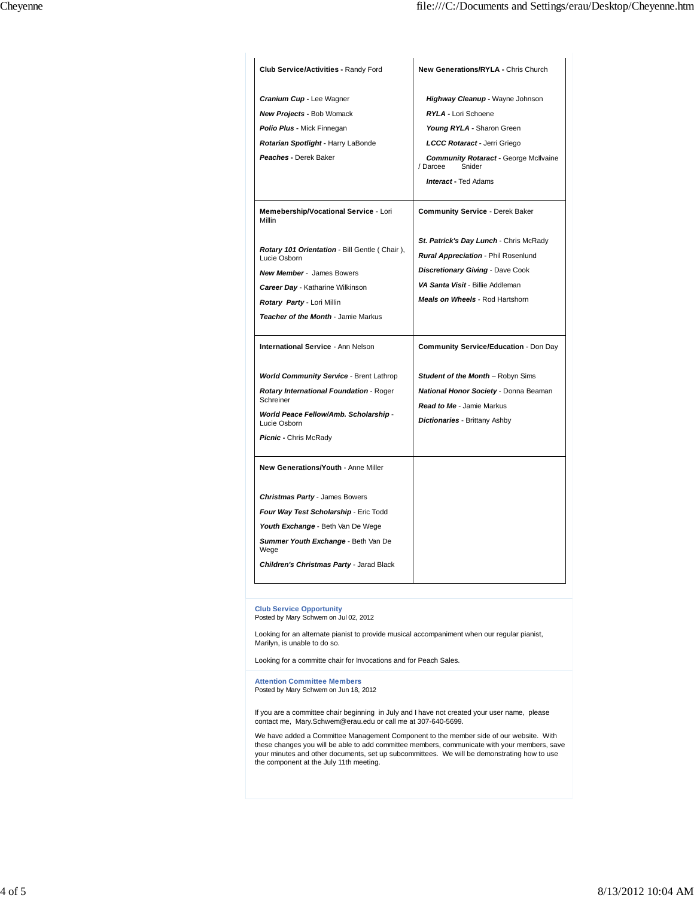| | |
|---|---|
| **Club Service/Activities -** Randy Ford<br><br>***Cranium Cup -*** Lee Wagner<br>***New Projects -*** Bob Womack<br>***Polio Plus -*** Mick Finnegan<br>***Rotarian Spotlight -*** Harry LaBonde<br>***Peaches -*** Derek Baker | **New Generations/RYLA -** Chris Church<br><br>***Highway Cleanup -*** Wayne Johnson<br>***RYLA -*** Lori Schoene<br>***Young RYLA -*** Sharon Green<br>***LCCC Rotaract -*** Jerri Griego<br>***Community Rotaract -*** George McIlvaine / Darcee Snider<br>***Interact -*** Ted Adams |
| **Memebership/Vocational Service** - Lori Millin<br><br>***Rotary 101 Orientation*** - Bill Gentle ( Chair ), Lucie Osborn<br>***New Member*** - James Bowers<br>***Career Day*** - Katharine Wilkinson<br>***Rotary Party*** - Lori Millin<br>***Teacher of the Month*** - Jamie Markus | **Community Service** - Derek Baker<br><br>***St. Patrick's Day Lunch*** - Chris McRady<br>***Rural Appreciation*** - Phil Rosenlund<br>***Discretionary Giving*** - Dave Cook<br>***VA Santa Visit*** - Billie Addleman<br>***Meals on Wheels*** - Rod Hartshorn |
| **International Service** - Ann Nelson<br><br>***World Community Service*** - Brent Lathrop<br>***Rotary International Foundation*** - Roger Schreiner<br>***World Peace Fellow/Amb. Scholarship*** - Lucie Osborn<br>***Picnic -*** Chris McRady | **Community Service/Education** - Don Day<br><br>***Student of the Month*** – Robyn Sims<br>***National Honor Society*** - Donna Beaman<br>***Read to Me*** - Jamie Markus<br>***Dictionaries*** - Brittany Ashby |
| **New Generations/Youth** - Anne Miller<br><br>***Christmas Party*** - James Bowers<br>***Four Way Test Scholarship*** - Eric Todd<br>***Youth Exchange*** - Beth Van De Wege<br>***Summer Youth Exchange*** - Beth Van De Wege<br>***Children's Christmas Party*** - Jarad Black | |

**Club Service Opportunity**
Posted by Mary Schwem on Jul 02, 2012

Looking for an alternate pianist to provide musical accompaniment when our regular pianist, Marilyn, is unable to do so.

Looking for a committe chair for Invocations and for Peach Sales.

**Attention Committee Members**
Posted by Mary Schwem on Jun 18, 2012

If you are a committee chair beginning in July and I have not created your user name, please contact me, Mary.Schwem@erau.edu or call me at 307-640-5699.

We have added a Committee Management Component to the member side of our website. With these changes you will be able to add committee members, communicate with your members, save your minutes and other documents, set up subcommittees. We will be demonstrating how to use the component at the July 11th meeting.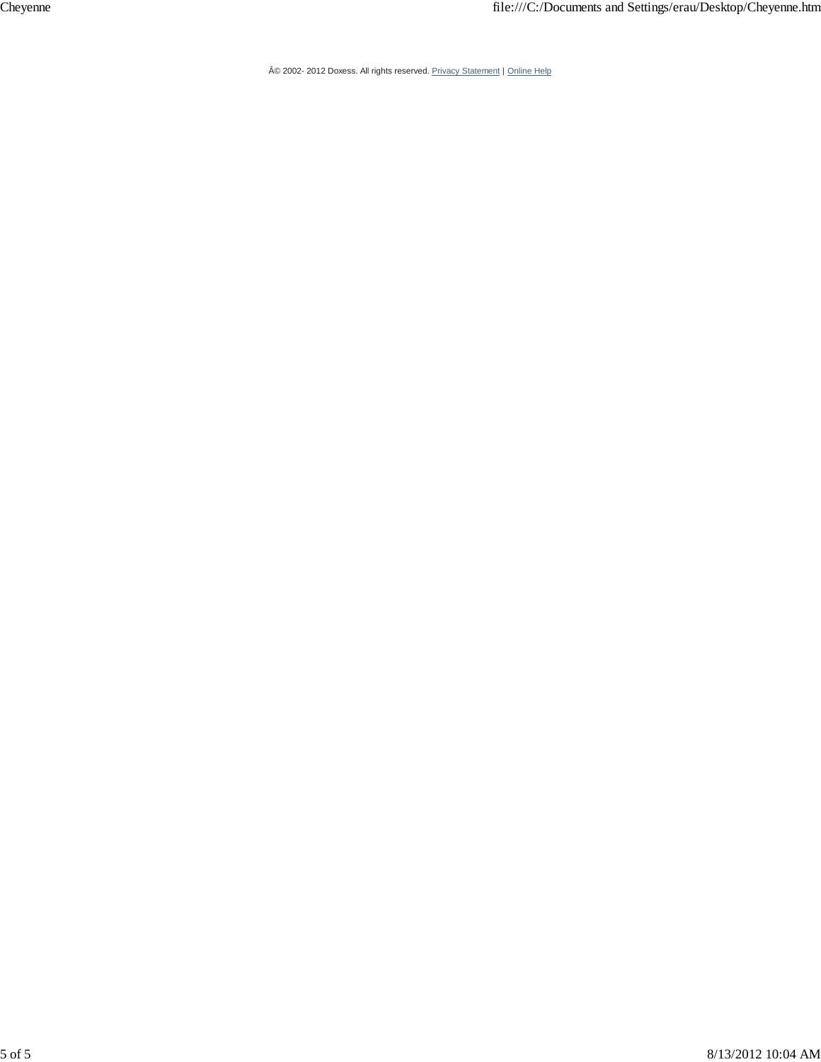Â© 2002- 2012 Doxess. All rights reserved. Privacy Statement | Online Help